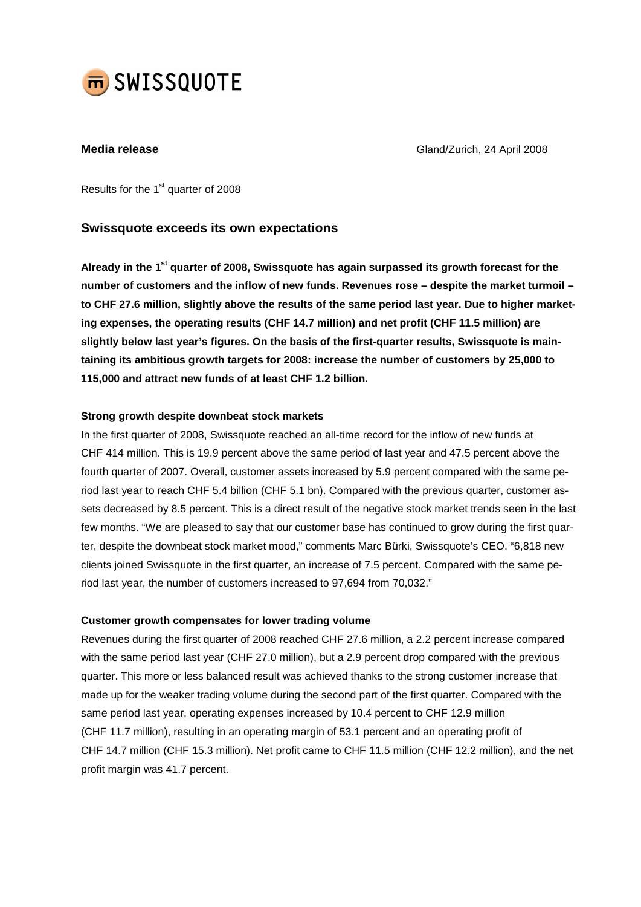SWISSQUOTE

**Media release** Gland/Zurich, 24 April 2008

Results for the 1st quarter of 2008

## Swissquote exceeds its own expectations

**Already in the 1st quarter of 2008, Swissquote has again surpassed its growth forecast for the number of customers and the inflow of new funds. Revenues rose – despite the market turmoil – to CHF 27.6 million, slightly above the results of the same period last year. Due to higher marketing expenses, the operating results (CHF 14.7 million) and net profit (CHF 11.5 million) are slightly below last year's figures. On the basis of the first-quarter results, Swissquote is maintaining its ambitious growth targets for 2008: increase the number of customers by 25,000 to 115,000 and attract new funds of at least CHF 1.2 billion.**

**Strong growth despite downbeat stock markets**

In the first quarter of 2008, Swissquote reached an all-time record for the inflow of new funds at CHF 414 million. This is 19.9 percent above the same period of last year and 47.5 percent above the fourth quarter of 2007. Overall, customer assets increased by 5.9 percent compared with the same period last year to reach CHF 5.4 billion (CHF 5.1 bn). Compared with the previous quarter, customer assets decreased by 8.5 percent. This is a direct result of the negative stock market trends seen in the last few months. "We are pleased to say that our customer base has continued to grow during the first quarter, despite the downbeat stock market mood," comments Marc Bürki, Swissquote's CEO. "6,818 new clients joined Swissquote in the first quarter, an increase of 7.5 percent. Compared with the same period last year, the number of customers increased to 97,694 from 70,032."

**Customer growth compensates for lower trading volume**

Revenues during the first quarter of 2008 reached CHF 27.6 million, a 2.2 percent increase compared with the same period last year (CHF 27.0 million), but a 2.9 percent drop compared with the previous quarter. This more or less balanced result was achieved thanks to the strong customer increase that made up for the weaker trading volume during the second part of the first quarter. Compared with the same period last year, operating expenses increased by 10.4 percent to CHF 12.9 million (CHF 11.7 million), resulting in an operating margin of 53.1 percent and an operating profit of CHF 14.7 million (CHF 15.3 million). Net profit came to CHF 11.5 million (CHF 12.2 million), and the net profit margin was 41.7 percent.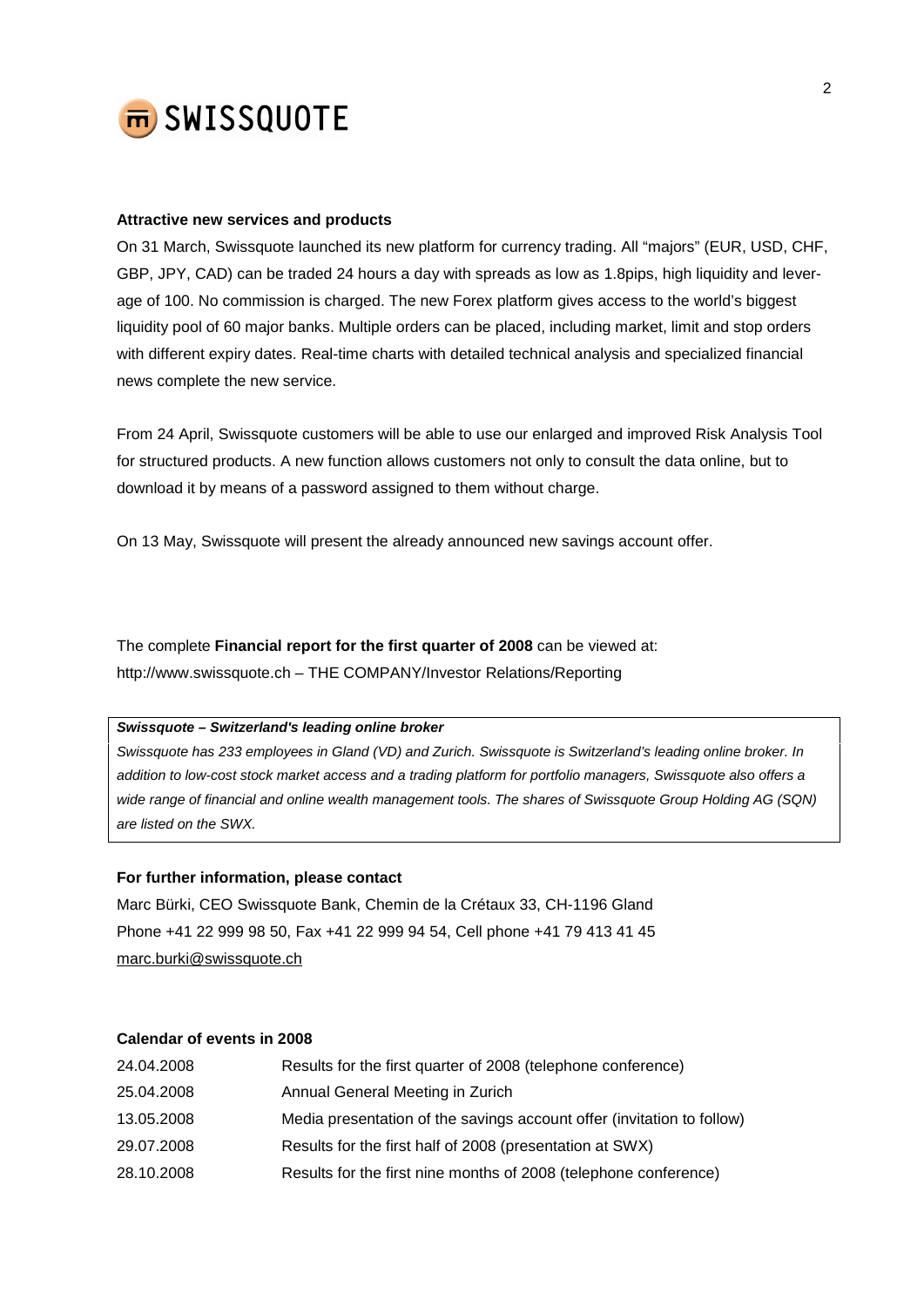**Attractive new services and products**

On 31 March, Swissquote launched its new platform for currency trading. All "majors" (EUR, USD, CHF, GBP, JPY, CAD) can be traded 24 hours a day with spreads as low as 1.8pips, high liquidity and leverage of 100. No commission is charged. The new Forex platform gives access to the world's biggest liquidity pool of 60 major banks. Multiple orders can be placed, including market, limit and stop orders with different expiry dates. Real-time charts with detailed technical analysis and specialized financial news complete the new service.

From 24 April, Swissquote customers will be able to use our enlarged and improved Risk Analysis Tool for structured products. A new function allows customers not only to consult the data online, but to download it by means of a password assigned to them without charge.

On 13 May, Swissquote will present the already announced new savings account offer.

The complete **Financial report for the first quarter of 2008** can be viewed at:
http://www.swissquote.ch – THE COMPANY/Investor Relations/Reporting

***Swissquote – Switzerland's leading online broker***

*Swissquote has 233 employees in Gland (VD) and Zurich. Swissquote is Switzerland's leading online broker. In addition to low-cost stock market access and a trading platform for portfolio managers, Swissquote also offers a wide range of financial and online wealth management tools. The shares of Swissquote Group Holding AG (SQN) are listed on the SWX.*

**For further information, please contact**

Marc Bürki, CEO Swissquote Bank, Chemin de la Crétaux 33, CH-1196 Gland
Phone +41 22 999 98 50, Fax +41 22 999 94 54, Cell phone +41 79 413 41 45
marc.burki@swissquote.ch

**Calendar of events in 2008**

| | |
|---|---|
| 24.04.2008 | Results for the first quarter of 2008 (telephone conference) |
| 25.04.2008 | Annual General Meeting in Zurich |
| 13.05.2008 | Media presentation of the savings account offer (invitation to follow) |
| 29.07.2008 | Results for the first half of 2008 (presentation at SWX) |
| 28.10.2008 | Results for the first nine months of 2008 (telephone conference) |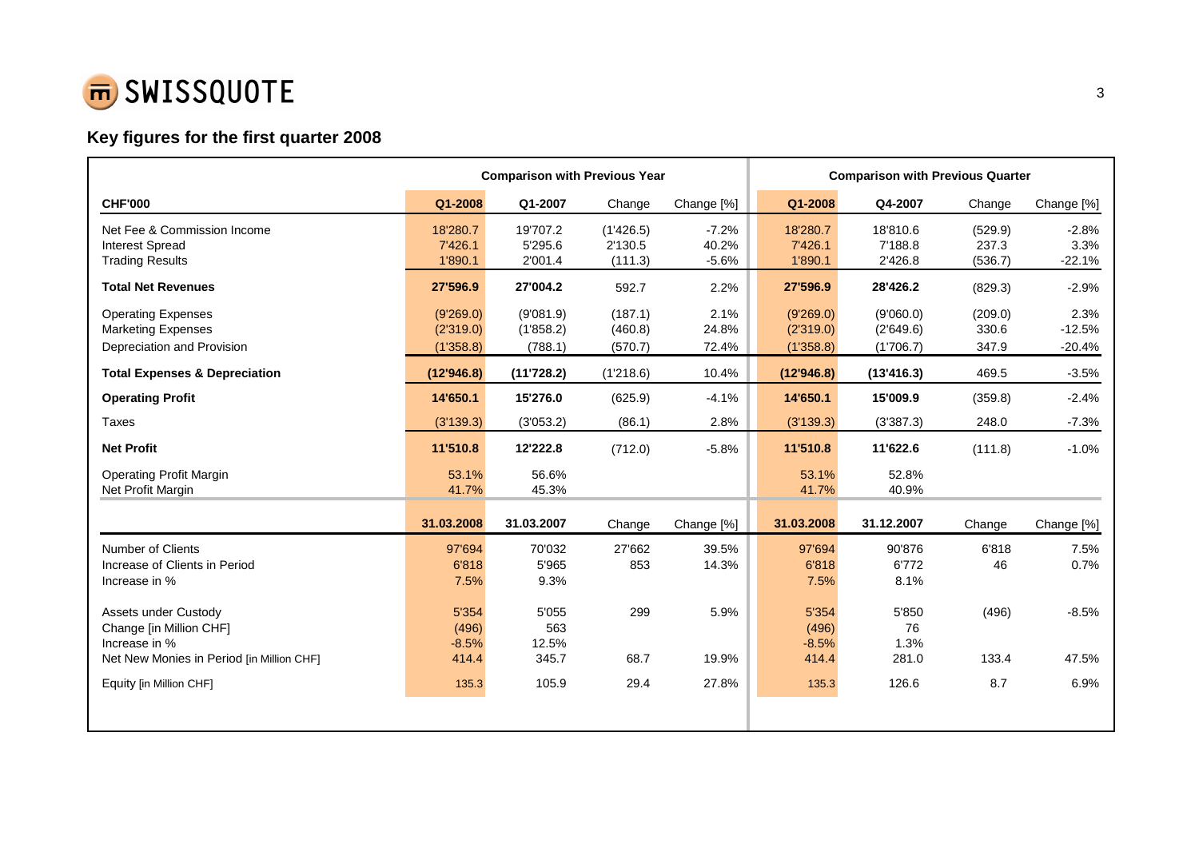## Key figures for the first quarter 2008

| | Comparison with Previous Year | | | | Comparison with Previous Quarter | | | |
|---|---|---|---|---|---|---|---|---|
| **CHF'000** | **Q1-2008** | **Q1-2007** | Change | Change [%] | **Q1-2008** | **Q4-2007** | Change | Change [%] |
| Net Fee & Commission Income | 18'280.7 | 19'707.2 | (1'426.5) | -7.2% | 18'280.7 | 18'810.6 | (529.9) | -2.8% |
| Interest Spread | 7'426.1 | 5'295.6 | 2'130.5 | 40.2% | 7'426.1 | 7'188.8 | 237.3 | 3.3% |
| Trading Results | 1'890.1 | 2'001.4 | (111.3) | -5.6% | 1'890.1 | 2'426.8 | (536.7) | -22.1% |
| **Total Net Revenues** | **27'596.9** | **27'004.2** | 592.7 | 2.2% | **27'596.9** | **28'426.2** | (829.3) | -2.9% |
| Operating Expenses | (9'269.0) | (9'081.9) | (187.1) | 2.1% | (9'269.0) | (9'060.0) | (209.0) | 2.3% |
| Marketing Expenses | (2'319.0) | (1'858.2) | (460.8) | 24.8% | (2'319.0) | (2'649.6) | 330.6 | -12.5% |
| Depreciation and Provision | (1'358.8) | (788.1) | (570.7) | 72.4% | (1'358.8) | (1'706.7) | 347.9 | -20.4% |
| **Total Expenses & Depreciation** | **(12'946.8)** | **(11'728.2)** | (1'218.6) | 10.4% | **(12'946.8)** | **(13'416.3)** | 469.5 | -3.5% |
| **Operating Profit** | **14'650.1** | **15'276.0** | (625.9) | -4.1% | **14'650.1** | **15'009.9** | (359.8) | -2.4% |
| Taxes | (3'139.3) | (3'053.2) | (86.1) | 2.8% | (3'139.3) | (3'387.3) | 248.0 | -7.3% |
| **Net Profit** | **11'510.8** | **12'222.8** | (712.0) | -5.8% | **11'510.8** | **11'622.6** | (111.8) | -1.0% |
| Operating Profit Margin | 53.1% | 56.6% | | | 53.1% | 52.8% | | |
| Net Profit Margin | 41.7% | 45.3% | | | 41.7% | 40.9% | | |

| | **31.03.2008** | **31.03.2007** | Change | Change [%] | **31.03.2008** | **31.12.2007** | Change | Change [%] |
|---|---|---|---|---|---|---|---|---|
| Number of Clients | 97'694 | 70'032 | 27'662 | 39.5% | 97'694 | 90'876 | 6'818 | 7.5% |
| Increase of Clients in Period | 6'818 | 5'965 | 853 | 14.3% | 6'818 | 6'772 | 46 | 0.7% |
| Increase in % | 7.5% | 9.3% | | | 7.5% | 8.1% | | |
| Assets under Custody | 5'354 | 5'055 | 299 | 5.9% | 5'354 | 5'850 | (496) | -8.5% |
| Change [in Million CHF] | (496) | 563 | | | (496) | 76 | | |
| Increase in % | -8.5% | 12.5% | | | -8.5% | 1.3% | | |
| Net New Monies in Period [in Million CHF] | 414.4 | 345.7 | 68.7 | 19.9% | 414.4 | 281.0 | 133.4 | 47.5% |
| Equity [in Million CHF] | 135.3 | 105.9 | 29.4 | 27.8% | 135.3 | 126.6 | 8.7 | 6.9% |